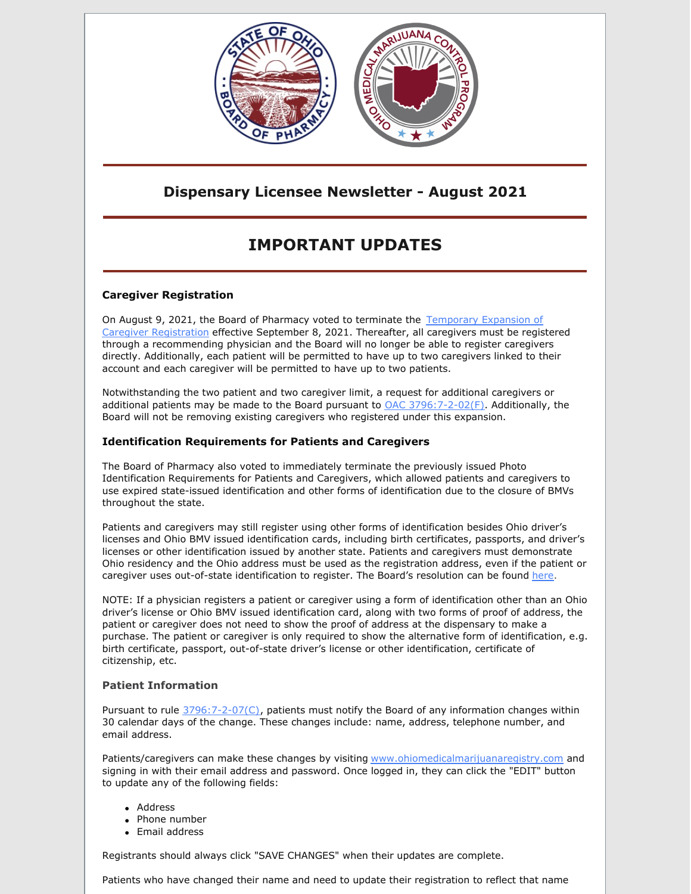## Dispensary Licensee Newsletter - August 2021

# IMPORTANT UPDATES

### Caregiver Registration

On August 9, 2021, the Board of Pharmacy voted to terminate the Temporary Expansion of Caregiver Registration effective September 8, 2021. Thereafter, all caregivers must be registered through a recommending physician and the Board will no longer be able to register caregivers directly. Additionally, each patient will be permitted to have up to two caregivers linked to their account and each caregiver will be permitted to have up to two patients.

Notwithstanding the two patient and two caregiver limit, a request for additional caregivers or additional patients may be made to the Board pursuant to OAC 3796:7-2-02(F). Additionally, the Board will not be removing existing caregivers who registered under this expansion.

### Identification Requirements for Patients and Caregivers

The Board of Pharmacy also voted to immediately terminate the previously issued Photo Identification Requirements for Patients and Caregivers, which allowed patients and caregivers to use expired state-issued identification and other forms of identification due to the closure of BMVs throughout the state.

Patients and caregivers may still register using other forms of identification besides Ohio driver's licenses and Ohio BMV issued identification cards, including birth certificates, passports, and driver's licenses or other identification issued by another state. Patients and caregivers must demonstrate Ohio residency and the Ohio address must be used as the registration address, even if the patient or caregiver uses out-of-state identification to register. The Board's resolution can be found here.

NOTE: If a physician registers a patient or caregiver using a form of identification other than an Ohio driver's license or Ohio BMV issued identification card, along with two forms of proof of address, the patient or caregiver does not need to show the proof of address at the dispensary to make a purchase. The patient or caregiver is only required to show the alternative form of identification, e.g. birth certificate, passport, out-of-state driver's license or other identification, certificate of citizenship, etc.

### Patient Information

Pursuant to rule 3796:7-2-07(C), patients must notify the Board of any information changes within 30 calendar days of the change. These changes include: name, address, telephone number, and email address.

Patients/caregivers can make these changes by visiting www.ohiomedicalmarijuanaregistry.com and signing in with their email address and password. Once logged in, they can click the "EDIT" button to update any of the following fields:

- Address
- Phone number
- Email address

Registrants should always click "SAVE CHANGES" when their updates are complete.

Patients who have changed their name and need to update their registration to reflect that name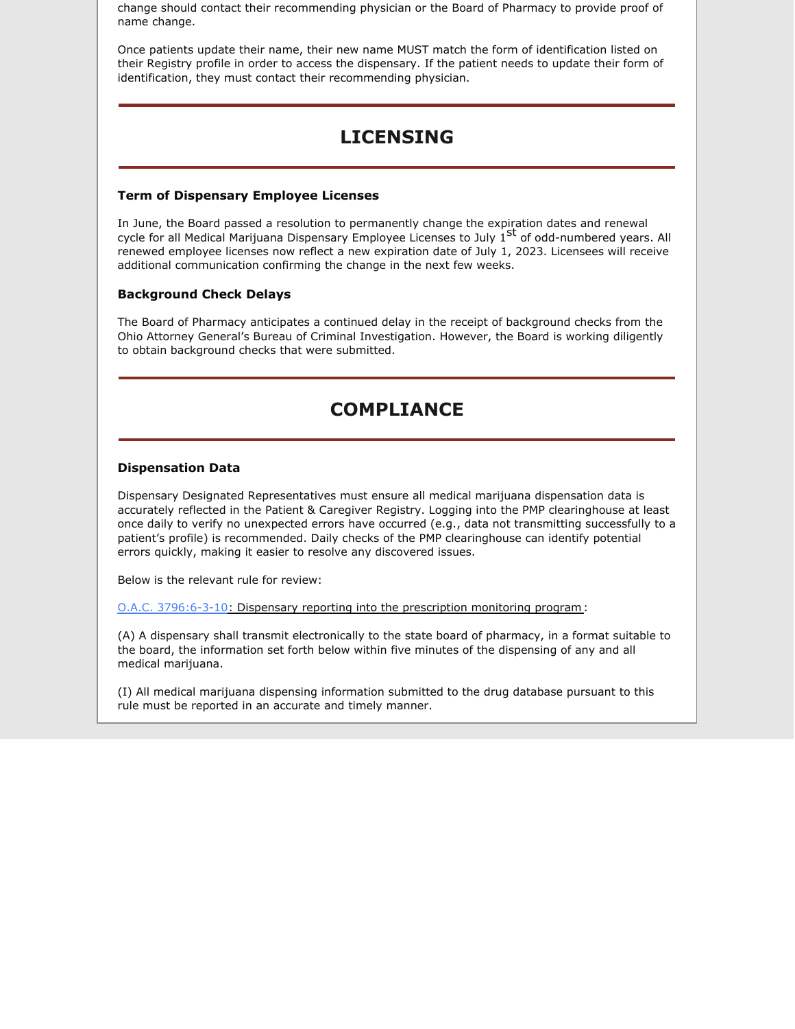change should contact their recommending physician or the Board of Pharmacy to provide proof of name change.

Once patients update their name, their new name MUST match the form of identification listed on their Registry profile in order to access the dispensary. If the patient needs to update their form of identification, they must contact their recommending physician.

## LICENSING

### Term of Dispensary Employee Licenses

In June, the Board passed a resolution to permanently change the expiration dates and renewal cycle for all Medical Marijuana Dispensary Employee Licenses to July 1st of odd-numbered years. All renewed employee licenses now reflect a new expiration date of July 1, 2023. Licensees will receive additional communication confirming the change in the next few weeks.

### Background Check Delays

The Board of Pharmacy anticipates a continued delay in the receipt of background checks from the Ohio Attorney General's Bureau of Criminal Investigation. However, the Board is working diligently to obtain background checks that were submitted.

## COMPLIANCE

### Dispensation Data

Dispensary Designated Representatives must ensure all medical marijuana dispensation data is accurately reflected in the Patient & Caregiver Registry. Logging into the PMP clearinghouse at least once daily to verify no unexpected errors have occurred (e.g., data not transmitting successfully to a patient's profile) is recommended. Daily checks of the PMP clearinghouse can identify potential errors quickly, making it easier to resolve any discovered issues.

Below is the relevant rule for review:

O.A.C. 3796:6-3-10: Dispensary reporting into the prescription monitoring program:

(A) A dispensary shall transmit electronically to the state board of pharmacy, in a format suitable to the board, the information set forth below within five minutes of the dispensing of any and all medical marijuana.

(I) All medical marijuana dispensing information submitted to the drug database pursuant to this rule must be reported in an accurate and timely manner.